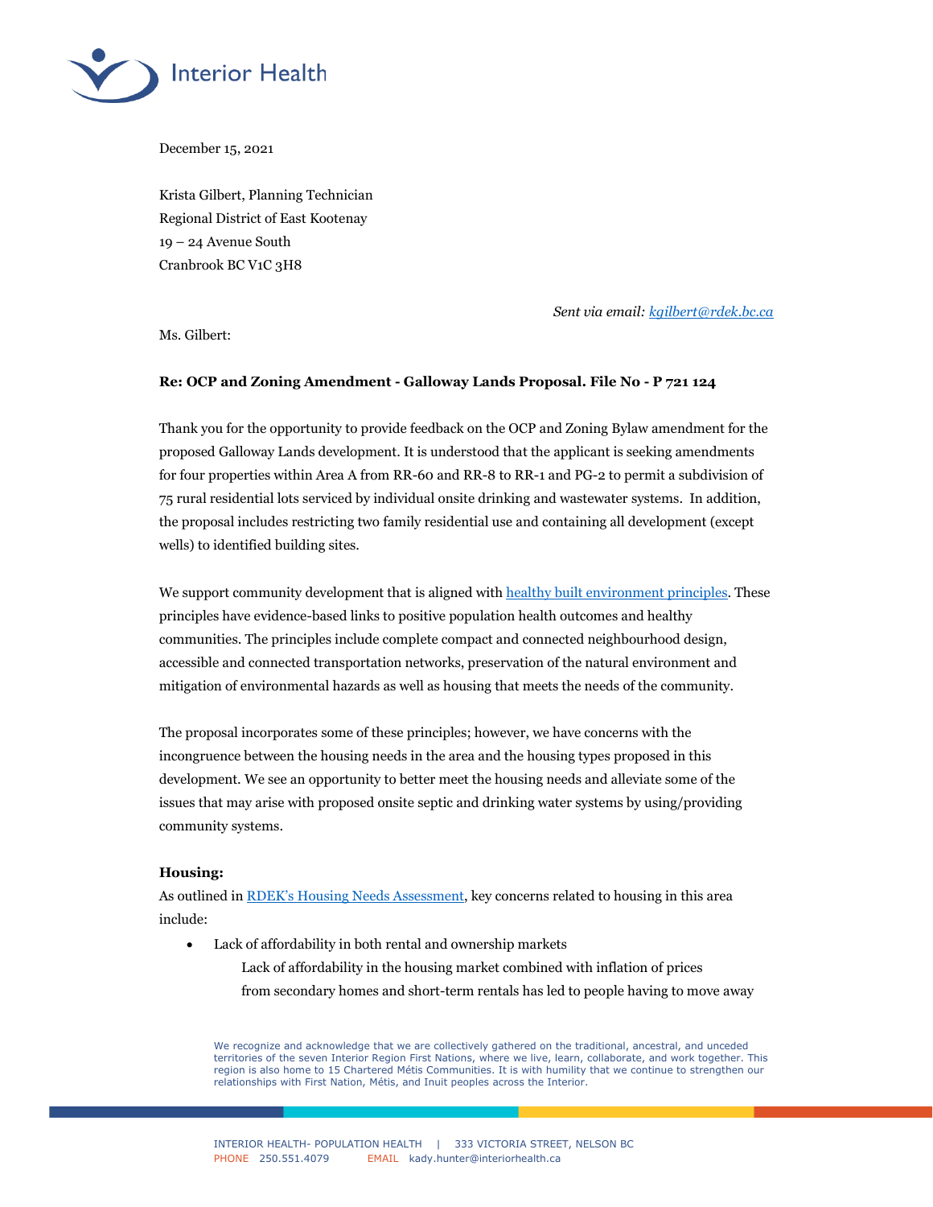December 15, 2021

Krista Gilbert, Planning Technician
Regional District of East Kootenay
19 – 24 Avenue South
Cranbrook BC V1C 3H8

*Sent via email: [kgilbert@rdek.bc.ca](mailto:kgilbert@rdek.bc.ca)*

Ms. Gilbert:

**Re: OCP and Zoning Amendment - Galloway Lands Proposal. File No - P 721 124**

Thank you for the opportunity to provide feedback on the OCP and Zoning Bylaw amendment for the proposed Galloway Lands development. It is understood that the applicant is seeking amendments for four properties within Area A from RR-60 and RR-8 to RR-1 and PG-2 to permit a subdivision of 75 rural residential lots serviced by individual onsite drinking and wastewater systems. In addition, the proposal includes restricting two family residential use and containing all development (except wells) to identified building sites.

We support community development that is aligned with healthy built environment principles. These principles have evidence-based links to positive population health outcomes and healthy communities. The principles include complete compact and connected neighbourhood design, accessible and connected transportation networks, preservation of the natural environment and mitigation of environmental hazards as well as housing that meets the needs of the community.

The proposal incorporates some of these principles; however, we have concerns with the incongruence between the housing needs in the area and the housing types proposed in this development. We see an opportunity to better meet the housing needs and alleviate some of the issues that may arise with proposed onsite septic and drinking water systems by using/providing community systems.

**Housing:**
As outlined in RDEK's Housing Needs Assessment, key concerns related to housing in this area include:

- Lack of affordability in both rental and ownership markets

    Lack of affordability in the housing market combined with inflation of prices from secondary homes and short-term rentals has led to people having to move away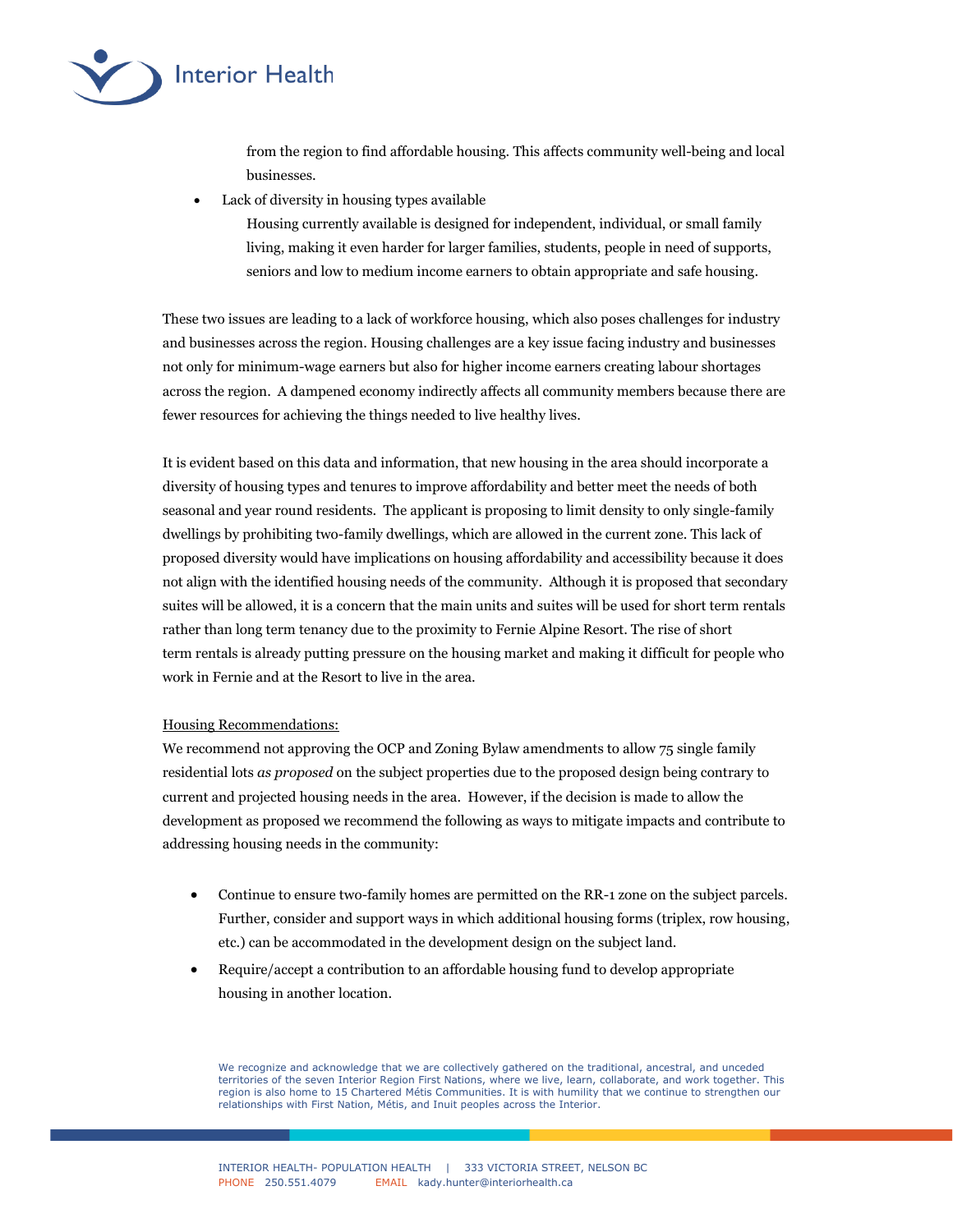from the region to find affordable housing. This affects community well-being and local businesses.

- Lack of diversity in housing types available

  Housing currently available is designed for independent, individual, or small family living, making it even harder for larger families, students, people in need of supports, seniors and low to medium income earners to obtain appropriate and safe housing.

These two issues are leading to a lack of workforce housing, which also poses challenges for industry and businesses across the region. Housing challenges are a key issue facing industry and businesses not only for minimum-wage earners but also for higher income earners creating labour shortages across the region. A dampened economy indirectly affects all community members because there are fewer resources for achieving the things needed to live healthy lives.

It is evident based on this data and information, that new housing in the area should incorporate a diversity of housing types and tenures to improve affordability and better meet the needs of both seasonal and year round residents. The applicant is proposing to limit density to only single-family dwellings by prohibiting two-family dwellings, which are allowed in the current zone. This lack of proposed diversity would have implications on housing affordability and accessibility because it does not align with the identified housing needs of the community. Although it is proposed that secondary suites will be allowed, it is a concern that the main units and suites will be used for short term rentals rather than long term tenancy due to the proximity to Fernie Alpine Resort. The rise of short term rentals is already putting pressure on the housing market and making it difficult for people who work in Fernie and at the Resort to live in the area.

<u>Housing Recommendations:</u>

We recommend not approving the OCP and Zoning Bylaw amendments to allow 75 single family residential lots *as proposed* on the subject properties due to the proposed design being contrary to current and projected housing needs in the area. However, if the decision is made to allow the development as proposed we recommend the following as ways to mitigate impacts and contribute to addressing housing needs in the community:

- Continue to ensure two-family homes are permitted on the RR-1 zone on the subject parcels. Further, consider and support ways in which additional housing forms (triplex, row housing, etc.) can be accommodated in the development design on the subject land.
- Require/accept a contribution to an affordable housing fund to develop appropriate housing in another location.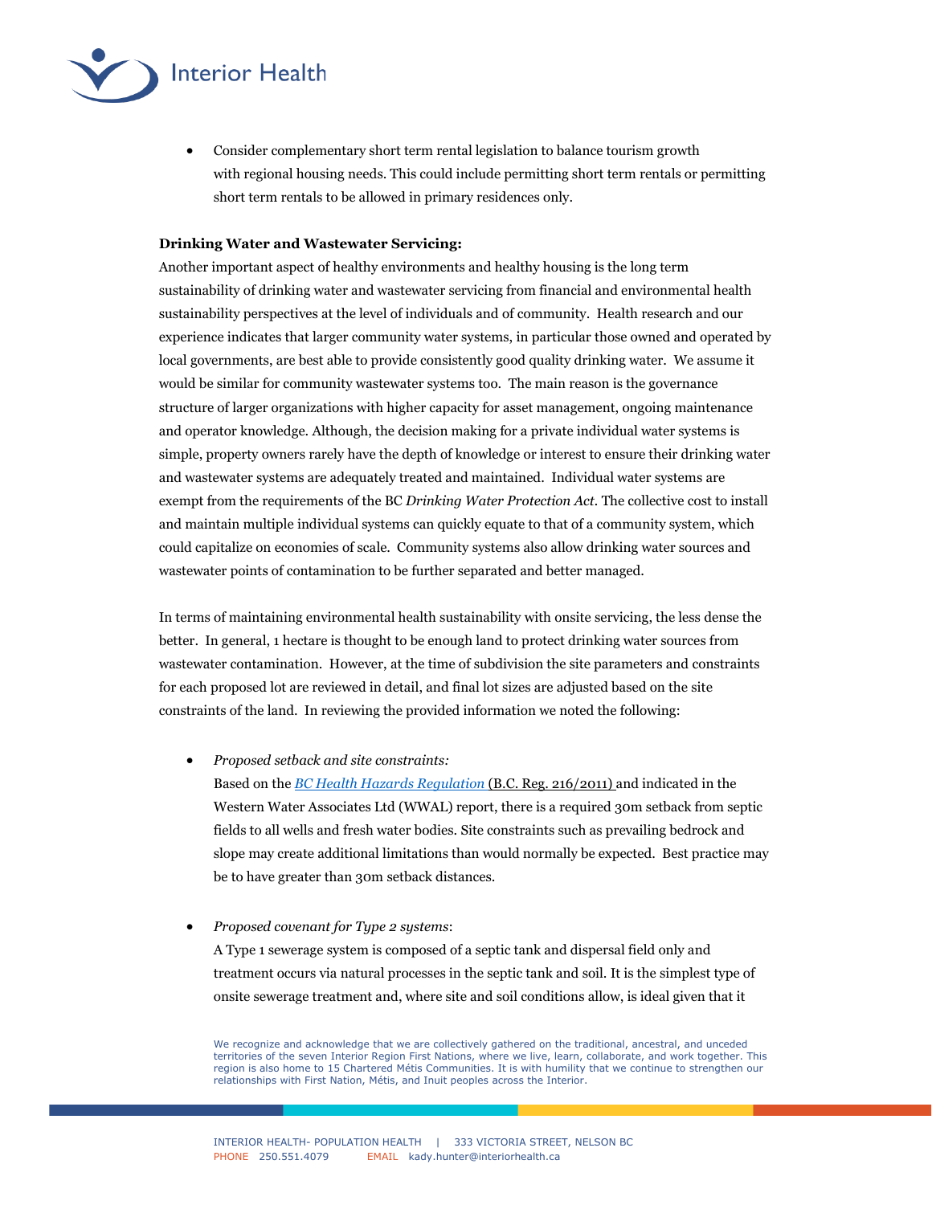- Consider complementary short term rental legislation to balance tourism growth with regional housing needs. This could include permitting short term rentals or permitting short term rentals to be allowed in primary residences only.

**Drinking Water and Wastewater Servicing:**
Another important aspect of healthy environments and healthy housing is the long term sustainability of drinking water and wastewater servicing from financial and environmental health sustainability perspectives at the level of individuals and of community. Health research and our experience indicates that larger community water systems, in particular those owned and operated by local governments, are best able to provide consistently good quality drinking water. We assume it would be similar for community wastewater systems too. The main reason is the governance structure of larger organizations with higher capacity for asset management, ongoing maintenance and operator knowledge. Although, the decision making for a private individual water systems is simple, property owners rarely have the depth of knowledge or interest to ensure their drinking water and wastewater systems are adequately treated and maintained. Individual water systems are exempt from the requirements of the BC *Drinking Water Protection Act*. The collective cost to install and maintain multiple individual systems can quickly equate to that of a community system, which could capitalize on economies of scale. Community systems also allow drinking water sources and wastewater points of contamination to be further separated and better managed.

In terms of maintaining environmental health sustainability with onsite servicing, the less dense the better. In general, 1 hectare is thought to be enough land to protect drinking water sources from wastewater contamination. However, at the time of subdivision the site parameters and constraints for each proposed lot are reviewed in detail, and final lot sizes are adjusted based on the site constraints of the land. In reviewing the provided information we noted the following:

- *Proposed setback and site constraints:*
  Based on the *BC Health Hazards Regulation* (B.C. Reg. 216/2011) and indicated in the Western Water Associates Ltd (WWAL) report, there is a required 30m setback from septic fields to all wells and fresh water bodies. Site constraints such as prevailing bedrock and slope may create additional limitations than would normally be expected. Best practice may be to have greater than 30m setback distances.

- *Proposed covenant for Type 2 systems*:
  A Type 1 sewerage system is composed of a septic tank and dispersal field only and treatment occurs via natural processes in the septic tank and soil. It is the simplest type of onsite sewerage treatment and, where site and soil conditions allow, is ideal given that it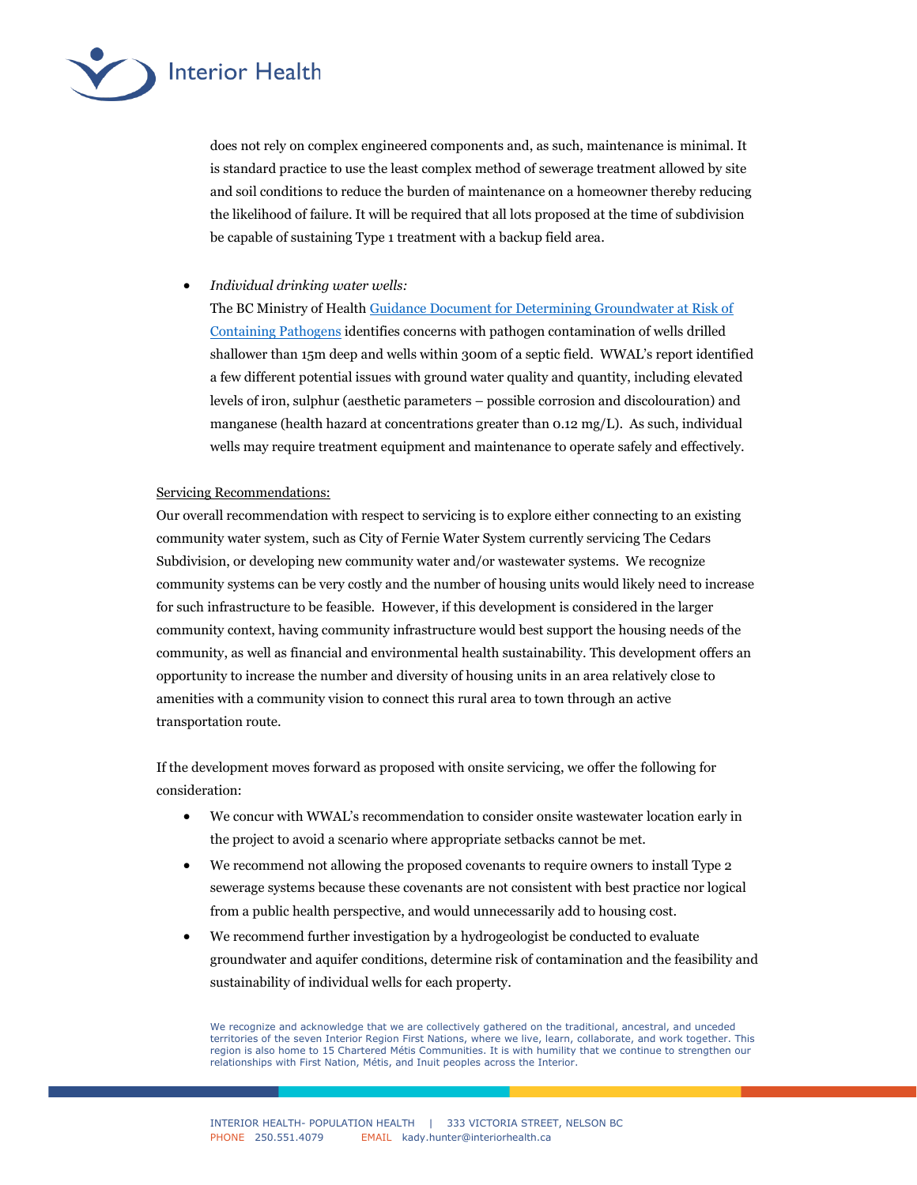does not rely on complex engineered components and, as such, maintenance is minimal. It is standard practice to use the least complex method of sewerage treatment allowed by site and soil conditions to reduce the burden of maintenance on a homeowner thereby reducing the likelihood of failure. It will be required that all lots proposed at the time of subdivision be capable of sustaining Type 1 treatment with a backup field area.

- *Individual drinking water wells:*
  The BC Ministry of Health [Guidance Document for Determining Groundwater at Risk of Containing Pathogens](Guidance Document for Determining Groundwater at Risk of Containing Pathogens) identifies concerns with pathogen contamination of wells drilled shallower than 15m deep and wells within 300m of a septic field. WWAL's report identified a few different potential issues with ground water quality and quantity, including elevated levels of iron, sulphur (aesthetic parameters – possible corrosion and discolouration) and manganese (health hazard at concentrations greater than 0.12 mg/L). As such, individual wells may require treatment equipment and maintenance to operate safely and effectively.

Servicing Recommendations:

Our overall recommendation with respect to servicing is to explore either connecting to an existing community water system, such as City of Fernie Water System currently servicing The Cedars Subdivision, or developing new community water and/or wastewater systems. We recognize community systems can be very costly and the number of housing units would likely need to increase for such infrastructure to be feasible. However, if this development is considered in the larger community context, having community infrastructure would best support the housing needs of the community, as well as financial and environmental health sustainability. This development offers an opportunity to increase the number and diversity of housing units in an area relatively close to amenities with a community vision to connect this rural area to town through an active transportation route.

If the development moves forward as proposed with onsite servicing, we offer the following for consideration:

- We concur with WWAL's recommendation to consider onsite wastewater location early in the project to avoid a scenario where appropriate setbacks cannot be met.
- We recommend not allowing the proposed covenants to require owners to install Type 2 sewerage systems because these covenants are not consistent with best practice nor logical from a public health perspective, and would unnecessarily add to housing cost.
- We recommend further investigation by a hydrogeologist be conducted to evaluate groundwater and aquifer conditions, determine risk of contamination and the feasibility and sustainability of individual wells for each property.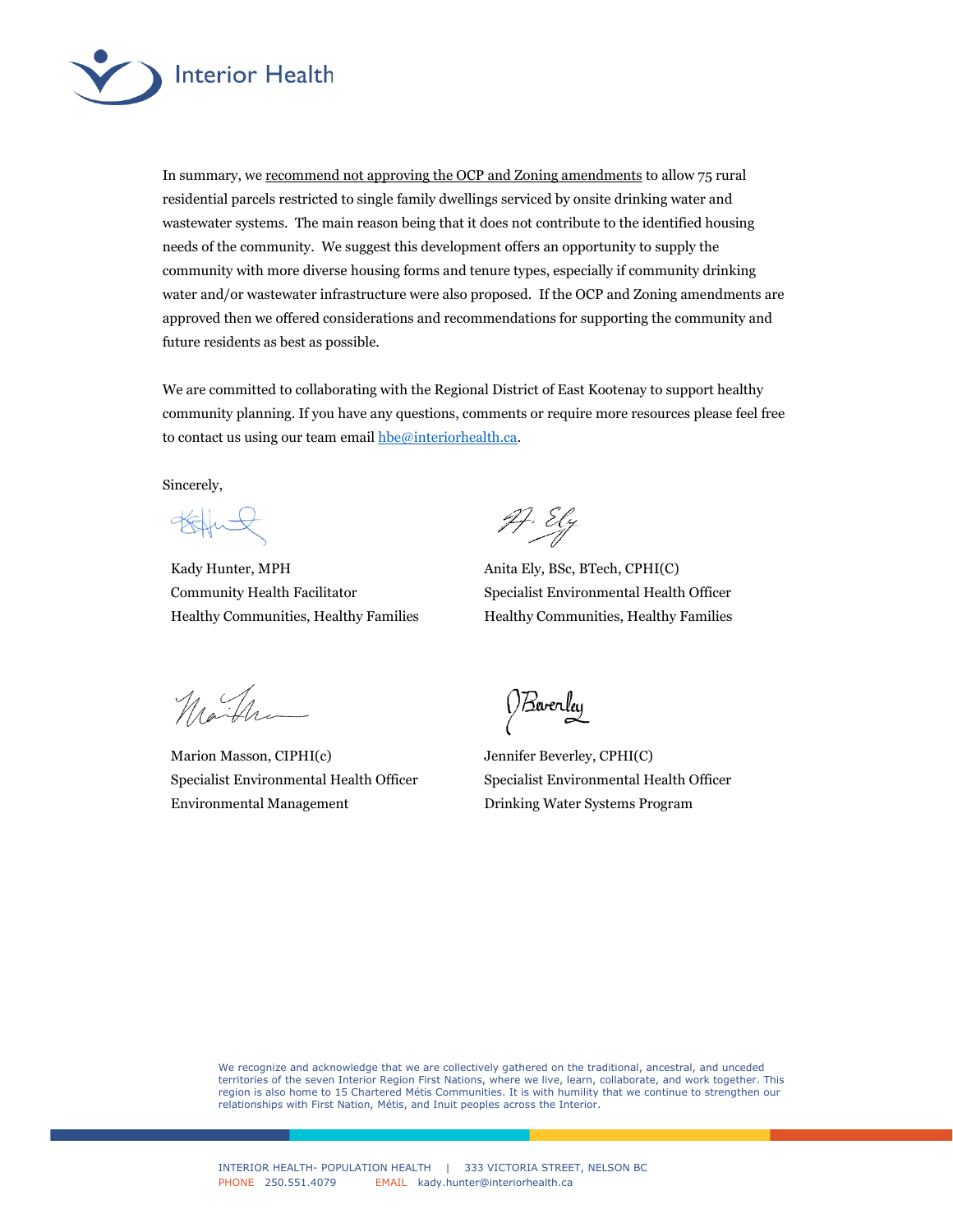In summary, we recommend not approving the OCP and Zoning amendments to allow 75 rural residential parcels restricted to single family dwellings serviced by onsite drinking water and wastewater systems. The main reason being that it does not contribute to the identified housing needs of the community. We suggest this development offers an opportunity to supply the community with more diverse housing forms and tenure types, especially if community drinking water and/or wastewater infrastructure were also proposed. If the OCP and Zoning amendments are approved then we offered considerations and recommendations for supporting the community and future residents as best as possible.

We are committed to collaborating with the Regional District of East Kootenay to support healthy community planning. If you have any questions, comments or require more resources please feel free to contact us using our team email hbe@interiorhealth.ca.

Sincerely,

Kady Hunter, MPH
Community Health Facilitator
Healthy Communities, Healthy Families

Anita Ely, BSc, BTech, CPHI(C)
Specialist Environmental Health Officer
Healthy Communities, Healthy Families

Marion Masson, CIPHI(c)
Specialist Environmental Health Officer
Environmental Management

Jennifer Beverley, CPHI(C)
Specialist Environmental Health Officer
Drinking Water Systems Program

We recognize and acknowledge that we are collectively gathered on the traditional, ancestral, and unceded territories of the seven Interior Region First Nations, where we live, learn, collaborate, and work together. This region is also home to 15 Chartered Métis Communities. It is with humility that we continue to strengthen our relationships with First Nation, Métis, and Inuit peoples across the Interior.

INTERIOR HEALTH- POPULATION HEALTH | 333 VICTORIA STREET, NELSON BC
PHONE 250.551.4079 EMAIL kady.hunter@interiorhealth.ca